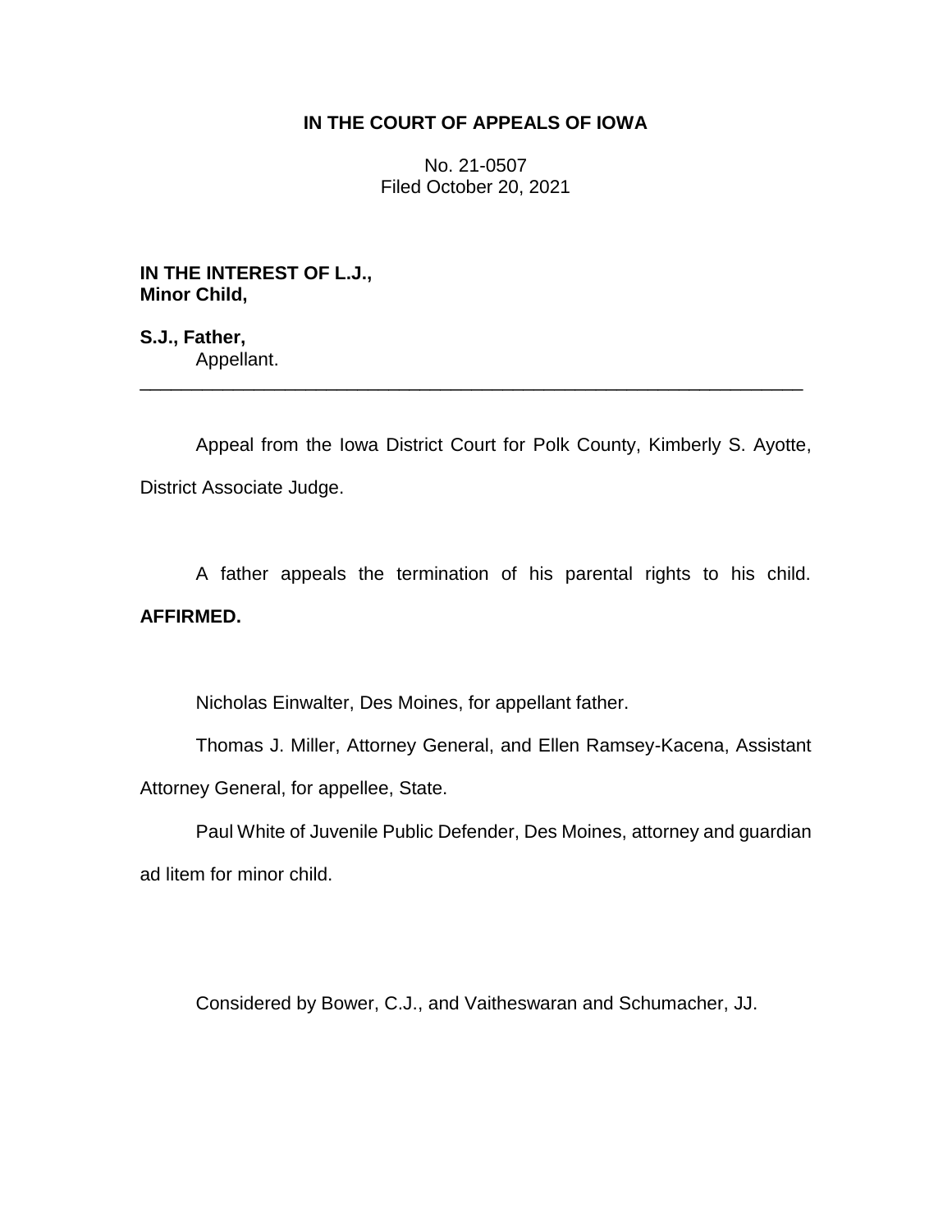# IN THE COURT OF APPEALS OF IOWA

No. 21-0507
Filed October 20, 2021

**IN THE INTEREST OF L.J.,**
**Minor Child,**

**S.J., Father,**
Appellant.

---

Appeal from the Iowa District Court for Polk County, Kimberly S. Ayotte, District Associate Judge.

A father appeals the termination of his parental rights to his child. **AFFIRMED.**

Nicholas Einwalter, Des Moines, for appellant father.

Thomas J. Miller, Attorney General, and Ellen Ramsey-Kacena, Assistant Attorney General, for appellee, State.

Paul White of Juvenile Public Defender, Des Moines, attorney and guardian ad litem for minor child.

Considered by Bower, C.J., and Vaitheswaran and Schumacher, JJ.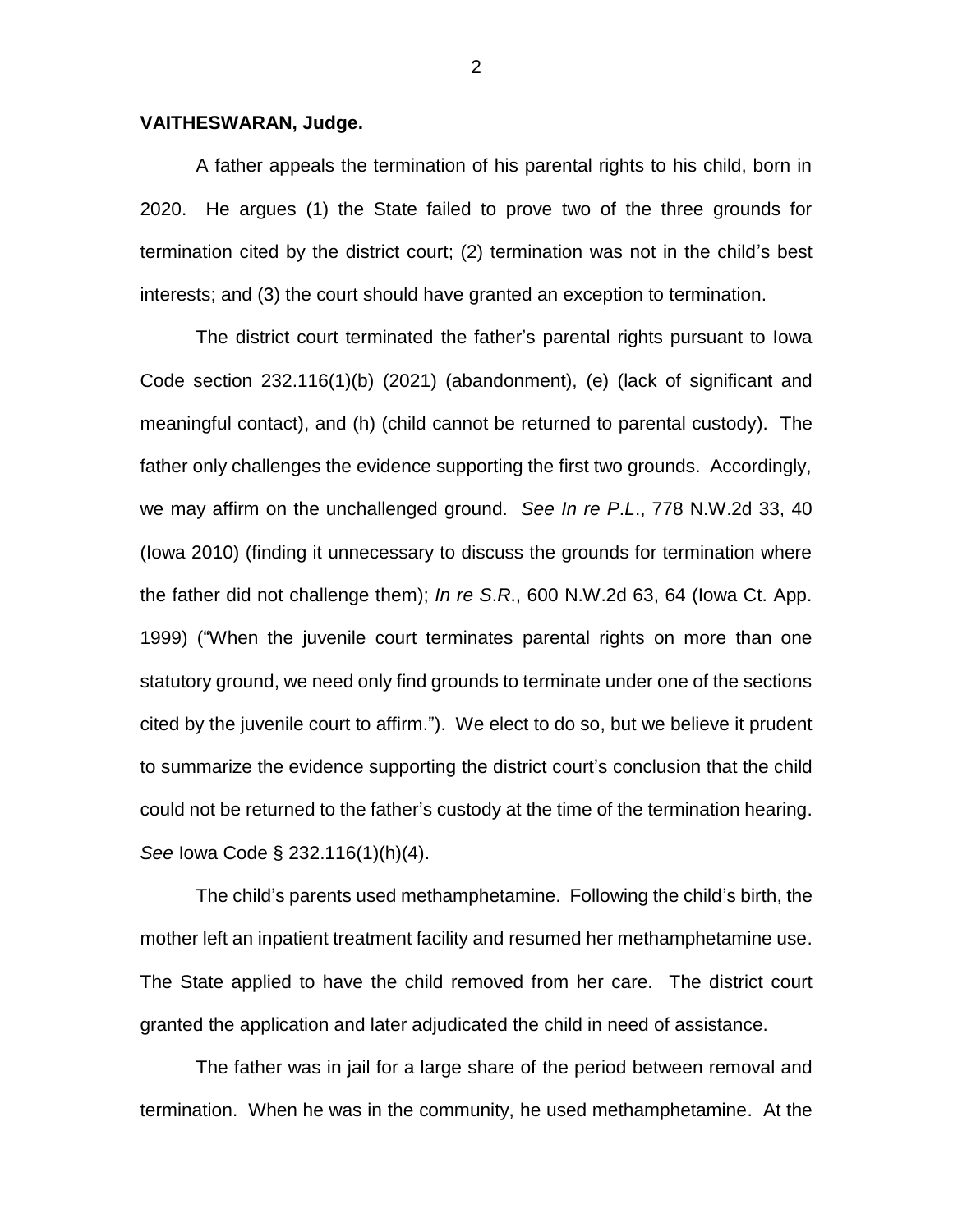**VAITHESWARAN, Judge.**

A father appeals the termination of his parental rights to his child, born in 2020. He argues (1) the State failed to prove two of the three grounds for termination cited by the district court; (2) termination was not in the child's best interests; and (3) the court should have granted an exception to termination.

The district court terminated the father's parental rights pursuant to Iowa Code section 232.116(1)(b) (2021) (abandonment), (e) (lack of significant and meaningful contact), and (h) (child cannot be returned to parental custody). The father only challenges the evidence supporting the first two grounds. Accordingly, we may affirm on the unchallenged ground. *See In re P.L.*, 778 N.W.2d 33, 40 (Iowa 2010) (finding it unnecessary to discuss the grounds for termination where the father did not challenge them); *In re S.R.*, 600 N.W.2d 63, 64 (Iowa Ct. App. 1999) ("When the juvenile court terminates parental rights on more than one statutory ground, we need only find grounds to terminate under one of the sections cited by the juvenile court to affirm."). We elect to do so, but we believe it prudent to summarize the evidence supporting the district court's conclusion that the child could not be returned to the father's custody at the time of the termination hearing. *See* Iowa Code § 232.116(1)(h)(4).

The child's parents used methamphetamine. Following the child's birth, the mother left an inpatient treatment facility and resumed her methamphetamine use. The State applied to have the child removed from her care. The district court granted the application and later adjudicated the child in need of assistance.

The father was in jail for a large share of the period between removal and termination. When he was in the community, he used methamphetamine. At the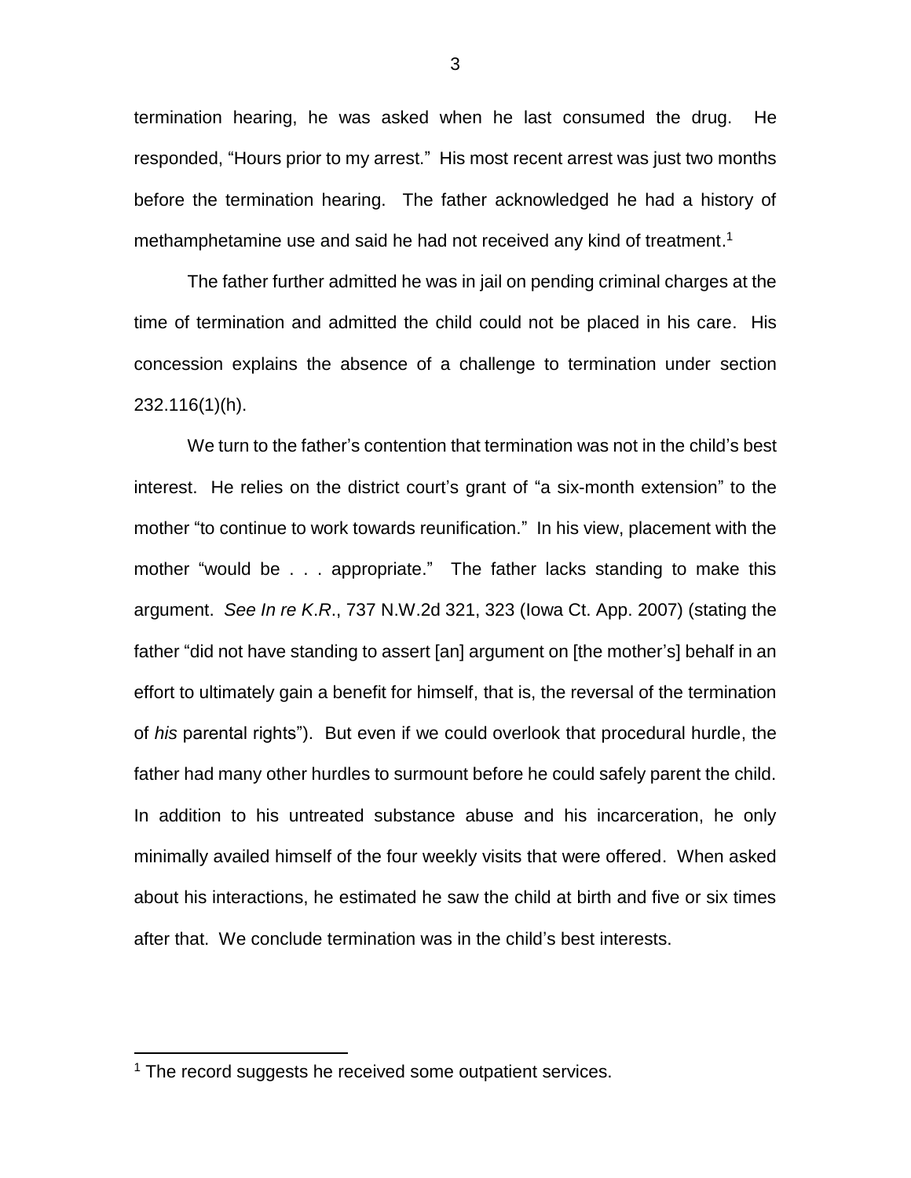termination hearing, he was asked when he last consumed the drug. He responded, "Hours prior to my arrest." His most recent arrest was just two months before the termination hearing. The father acknowledged he had a history of methamphetamine use and said he had not received any kind of treatment.[1]

The father further admitted he was in jail on pending criminal charges at the time of termination and admitted the child could not be placed in his care. His concession explains the absence of a challenge to termination under section 232.116(1)(h).

We turn to the father's contention that termination was not in the child's best interest. He relies on the district court's grant of "a six-month extension" to the mother "to continue to work towards reunification." In his view, placement with the mother "would be . . . appropriate." The father lacks standing to make this argument. *See In re K.R.*, 737 N.W.2d 321, 323 (Iowa Ct. App. 2007) (stating the father "did not have standing to assert [an] argument on [the mother's] behalf in an effort to ultimately gain a benefit for himself, that is, the reversal of the termination of *his* parental rights"). But even if we could overlook that procedural hurdle, the father had many other hurdles to surmount before he could safely parent the child. In addition to his untreated substance abuse and his incarceration, he only minimally availed himself of the four weekly visits that were offered. When asked about his interactions, he estimated he saw the child at birth and five or six times after that. We conclude termination was in the child's best interests.

[1] The record suggests he received some outpatient services.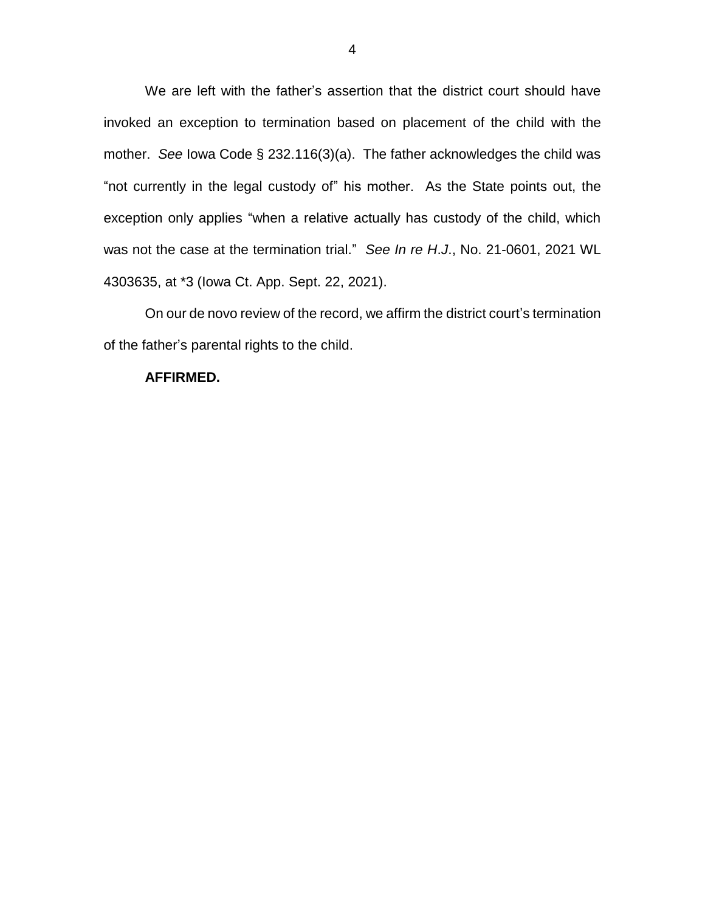We are left with the father's assertion that the district court should have invoked an exception to termination based on placement of the child with the mother. *See* Iowa Code § 232.116(3)(a). The father acknowledges the child was "not currently in the legal custody of" his mother. As the State points out, the exception only applies "when a relative actually has custody of the child, which was not the case at the termination trial." *See In re H.J.*, No. 21-0601, 2021 WL 4303635, at *3 (Iowa Ct. App. Sept. 22, 2021).

On our de novo review of the record, we affirm the district court's termination of the father's parental rights to the child.

**AFFIRMED.**